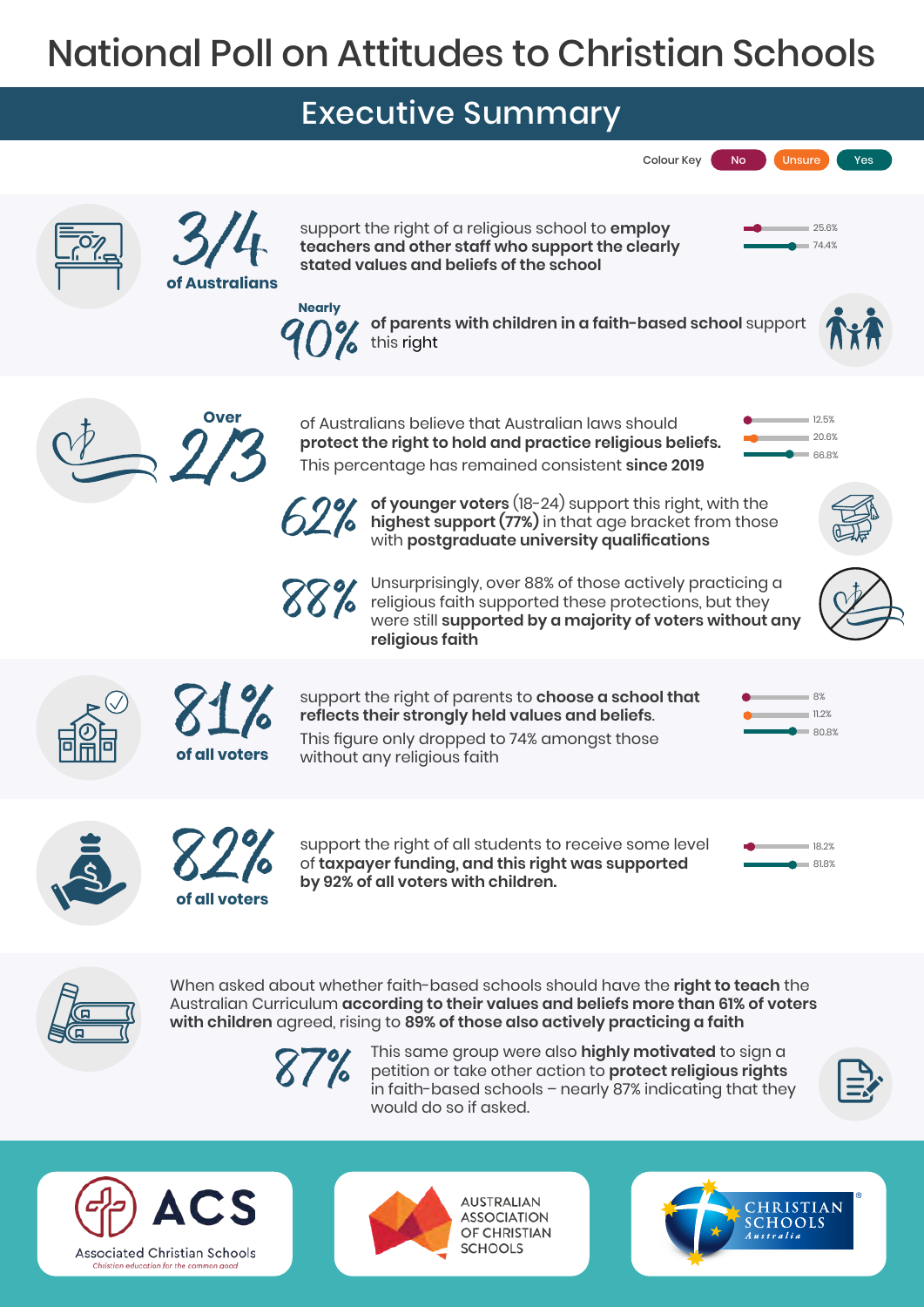# National Poll on Attitudes to Christian Schools

## Executive Summary

Colour Key: No | Unsure | Yes

**3/4 of Australians** support the right of a religious school to **employ teachers and other staff who support the clearly stated values and beliefs of the school**

- No: 25.6%
- Yes: 74.4%

Nearly **90%** **of parents with children in a faith-based school** support this right

**Over 2/3** of Australians believe that Australian laws should **protect the right to hold and practice religious beliefs.** This percentage has remained consistent **since 2019**

- No: 12.5%
- Unsure: 20.6%
- Yes: 66.8%

**62%** **of younger voters** (18-24) support this right, with the **highest support (77%)** in that age bracket from those with **postgraduate university qualifications**

**88%** Unsurprisingly, over 88% of those actively practicing a religious faith supported these protections, but they were still **supported by a majority of voters without any religious faith**

**81% of all voters** support the right of parents to **choose a school that reflects their strongly held values and beliefs.** This figure only dropped to 74% amongst those without any religious faith

- No: 8%
- Unsure: 11.2%
- Yes: 80.8%

**82% of all voters** support the right of all students to receive some level of **taxpayer funding, and this right was supported by 92% of all voters with children.**

- No: 18.2%
- Yes: 81.8%

When asked about whether faith-based schools should have the **right to teach** the Australian Curriculum **according to their values and beliefs more than 61% of voters with children** agreed, rising to **89% of those also actively practicing a faith**

**87%** This same group were also **highly motivated** to sign a petition or take other action to **protect religious rights** in faith-based schools – nearly 87% indicating that they would do so if asked.

ACS Associated Christian Schools – Christian education for the common good

Australian Association of Christian Schools

Christian Schools Australia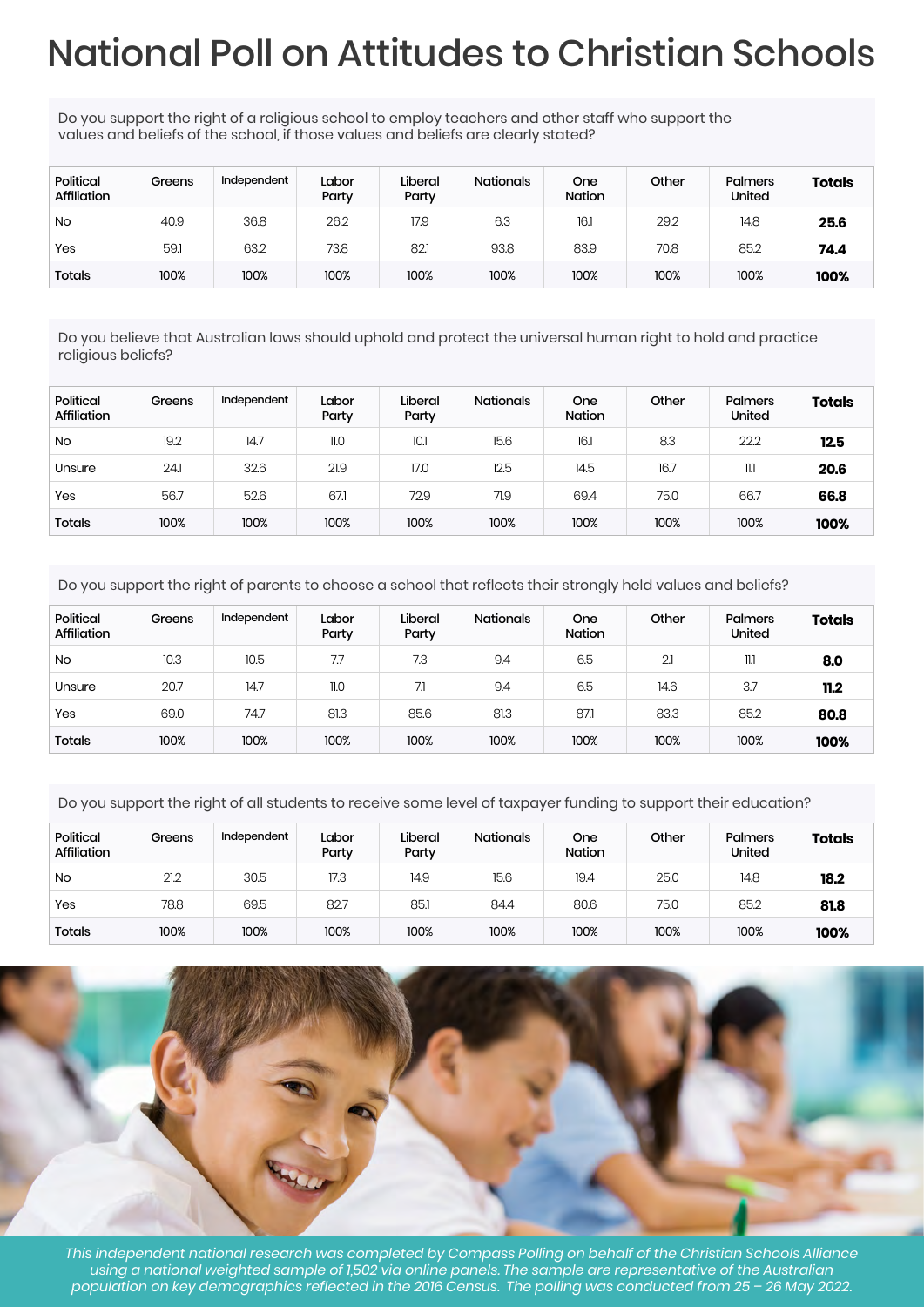# National Poll on Attitudes to Christian Schools

Do you support the right of a religious school to employ teachers and other staff who support the values and beliefs of the school, if those values and beliefs are clearly stated?

| Political Affiliation | Greens | Independent | Labor Party | Liberal Party | Nationals | One Nation | Other | Palmers United | **Totals** |
|---|---|---|---|---|---|---|---|---|---|
| No | 40.9 | 36.8 | 26.2 | 17.9 | 6.3 | 16.1 | 29.2 | 14.8 | **25.6** |
| Yes | 59.1 | 63.2 | 73.8 | 82.1 | 93.8 | 83.9 | 70.8 | 85.2 | **74.4** |
| Totals | 100% | 100% | 100% | 100% | 100% | 100% | 100% | 100% | **100%** |

Do you believe that Australian laws should uphold and protect the universal human right to hold and practice religious beliefs?

| Political Affiliation | Greens | Independent | Labor Party | Liberal Party | Nationals | One Nation | Other | Palmers United | **Totals** |
|---|---|---|---|---|---|---|---|---|---|
| No | 19.2 | 14.7 | 11.0 | 10.1 | 15.6 | 16.1 | 8.3 | 22.2 | **12.5** |
| Unsure | 24.1 | 32.6 | 21.9 | 17.0 | 12.5 | 14.5 | 16.7 | 11.1 | **20.6** |
| Yes | 56.7 | 52.6 | 67.1 | 72.9 | 71.9 | 69.4 | 75.0 | 66.7 | **66.8** |
| Totals | 100% | 100% | 100% | 100% | 100% | 100% | 100% | 100% | **100%** |

Do you support the right of parents to choose a school that reflects their strongly held values and beliefs?

| Political Affiliation | Greens | Independent | Labor Party | Liberal Party | Nationals | One Nation | Other | Palmers United | **Totals** |
|---|---|---|---|---|---|---|---|---|---|
| No | 10.3 | 10.5 | 7.7 | 7.3 | 9.4 | 6.5 | 2.1 | 11.1 | **8.0** |
| Unsure | 20.7 | 14.7 | 11.0 | 7.1 | 9.4 | 6.5 | 14.6 | 3.7 | **11.2** |
| Yes | 69.0 | 74.7 | 81.3 | 85.6 | 81.3 | 87.1 | 83.3 | 85.2 | **80.8** |
| Totals | 100% | 100% | 100% | 100% | 100% | 100% | 100% | 100% | **100%** |

Do you support the right of all students to receive some level of taxpayer funding to support their education?

| Political Affiliation | Greens | Independent | Labor Party | Liberal Party | Nationals | One Nation | Other | Palmers United | **Totals** |
|---|---|---|---|---|---|---|---|---|---|
| No | 21.2 | 30.5 | 17.3 | 14.9 | 15.6 | 19.4 | 25.0 | 14.8 | **18.2** |
| Yes | 78.8 | 69.5 | 82.7 | 85.1 | 84.4 | 80.6 | 75.0 | 85.2 | **81.8** |
| Totals | 100% | 100% | 100% | 100% | 100% | 100% | 100% | 100% | **100%** |

*This independent national research was completed by Compass Polling on behalf of the Christian Schools Alliance using a national weighted sample of 1,502 via online panels. The sample are representative of the Australian population on key demographics reflected in the 2016 Census. The polling was conducted from 25 – 26 May 2022.*